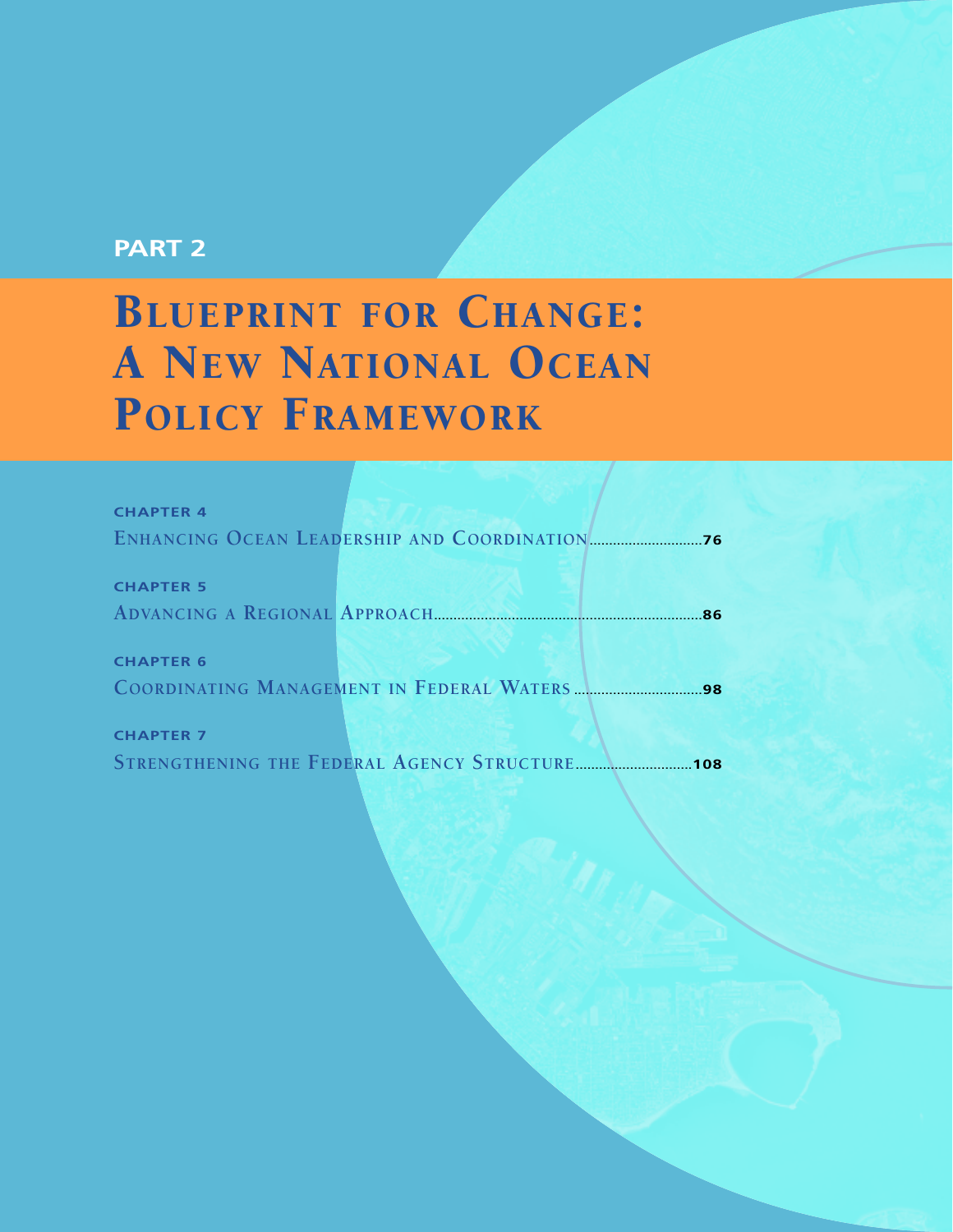PART 2

# Blueprint for Change: A New National Ocean Policy Framework

**CHAPTER 4**
Enhancing Ocean Leadership and Coordination .......... 76

**CHAPTER 5**
Advancing a Regional Approach .......... 86

**CHAPTER 6**
Coordinating Management in Federal Waters .......... 98

**CHAPTER 7**
Strengthening the Federal Agency Structure .......... 108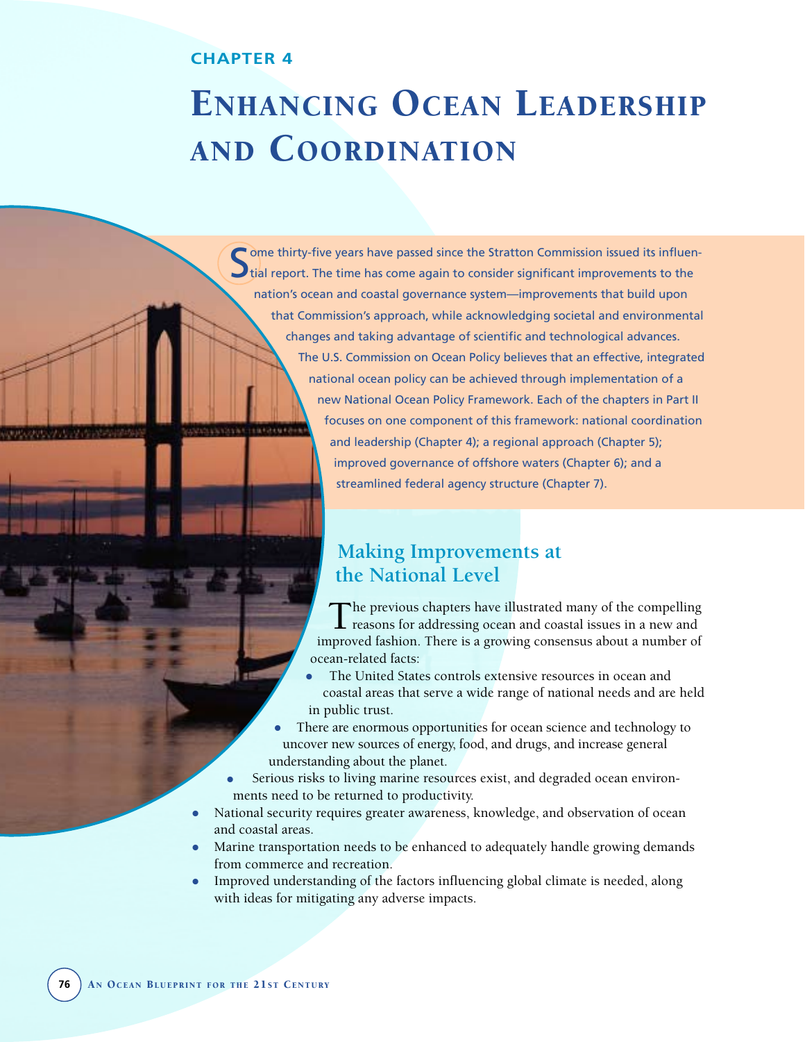# CHAPTER 4

# ENHANCING OCEAN LEADERSHIP AND COORDINATION

Some thirty-five years have passed since the Stratton Commission issued its influential report. The time has come again to consider significant improvements to the nation's ocean and coastal governance system—improvements that build upon that Commission's approach, while acknowledging societal and environmental changes and taking advantage of scientific and technological advances. The U.S. Commission on Ocean Policy believes that an effective, integrated national ocean policy can be achieved through implementation of a new National Ocean Policy Framework. Each of the chapters in Part II focuses on one component of this framework: national coordination and leadership (Chapter 4); a regional approach (Chapter 5); improved governance of offshore waters (Chapter 6); and a streamlined federal agency structure (Chapter 7).

## Making Improvements at the National Level

The previous chapters have illustrated many of the compelling reasons for addressing ocean and coastal issues in a new and improved fashion. There is a growing consensus about a number of ocean-related facts:

- The United States controls extensive resources in ocean and coastal areas that serve a wide range of national needs and are held in public trust.
- There are enormous opportunities for ocean science and technology to uncover new sources of energy, food, and drugs, and increase general understanding about the planet.
- Serious risks to living marine resources exist, and degraded ocean environments need to be returned to productivity.
- National security requires greater awareness, knowledge, and observation of ocean and coastal areas.
- Marine transportation needs to be enhanced to adequately handle growing demands from commerce and recreation.
- Improved understanding of the factors influencing global climate is needed, along with ideas for mitigating any adverse impacts.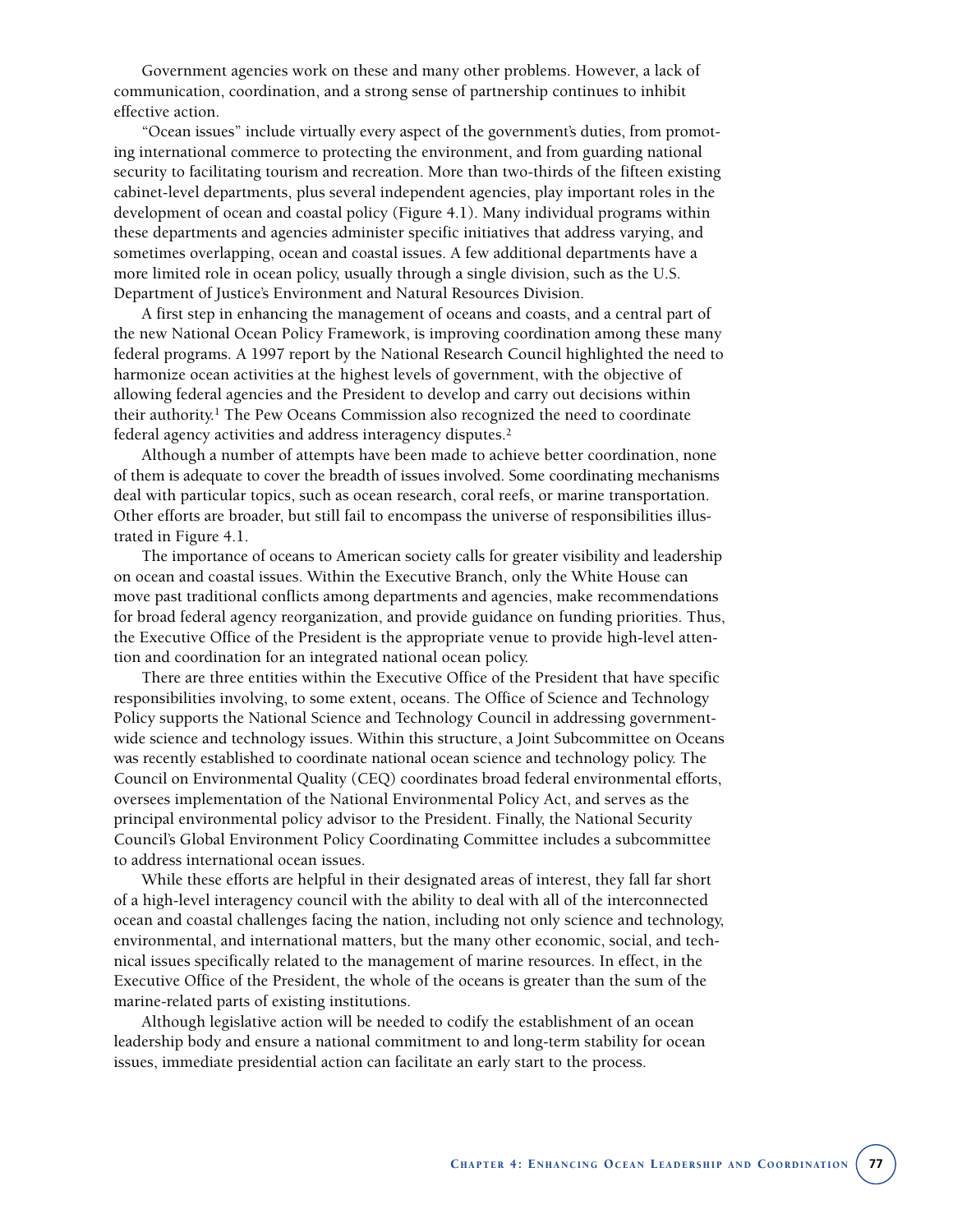Government agencies work on these and many other problems. However, a lack of communication, coordination, and a strong sense of partnership continues to inhibit effective action.

"Ocean issues" include virtually every aspect of the government's duties, from promoting international commerce to protecting the environment, and from guarding national security to facilitating tourism and recreation. More than two-thirds of the fifteen existing cabinet-level departments, plus several independent agencies, play important roles in the development of ocean and coastal policy (Figure 4.1). Many individual programs within these departments and agencies administer specific initiatives that address varying, and sometimes overlapping, ocean and coastal issues. A few additional departments have a more limited role in ocean policy, usually through a single division, such as the U.S. Department of Justice's Environment and Natural Resources Division.

A first step in enhancing the management of oceans and coasts, and a central part of the new National Ocean Policy Framework, is improving coordination among these many federal programs. A 1997 report by the National Research Council highlighted the need to harmonize ocean activities at the highest levels of government, with the objective of allowing federal agencies and the President to develop and carry out decisions within their authority.[1] The Pew Oceans Commission also recognized the need to coordinate federal agency activities and address interagency disputes.[2]

Although a number of attempts have been made to achieve better coordination, none of them is adequate to cover the breadth of issues involved. Some coordinating mechanisms deal with particular topics, such as ocean research, coral reefs, or marine transportation. Other efforts are broader, but still fail to encompass the universe of responsibilities illustrated in Figure 4.1.

The importance of oceans to American society calls for greater visibility and leadership on ocean and coastal issues. Within the Executive Branch, only the White House can move past traditional conflicts among departments and agencies, make recommendations for broad federal agency reorganization, and provide guidance on funding priorities. Thus, the Executive Office of the President is the appropriate venue to provide high-level attention and coordination for an integrated national ocean policy.

There are three entities within the Executive Office of the President that have specific responsibilities involving, to some extent, oceans. The Office of Science and Technology Policy supports the National Science and Technology Council in addressing government-wide science and technology issues. Within this structure, a Joint Subcommittee on Oceans was recently established to coordinate national ocean science and technology policy. The Council on Environmental Quality (CEQ) coordinates broad federal environmental efforts, oversees implementation of the National Environmental Policy Act, and serves as the principal environmental policy advisor to the President. Finally, the National Security Council's Global Environment Policy Coordinating Committee includes a subcommittee to address international ocean issues.

While these efforts are helpful in their designated areas of interest, they fall far short of a high-level interagency council with the ability to deal with all of the interconnected ocean and coastal challenges facing the nation, including not only science and technology, environmental, and international matters, but the many other economic, social, and technical issues specifically related to the management of marine resources. In effect, in the Executive Office of the President, the whole of the oceans is greater than the sum of the marine-related parts of existing institutions.

Although legislative action will be needed to codify the establishment of an ocean leadership body and ensure a national commitment to and long-term stability for ocean issues, immediate presidential action can facilitate an early start to the process.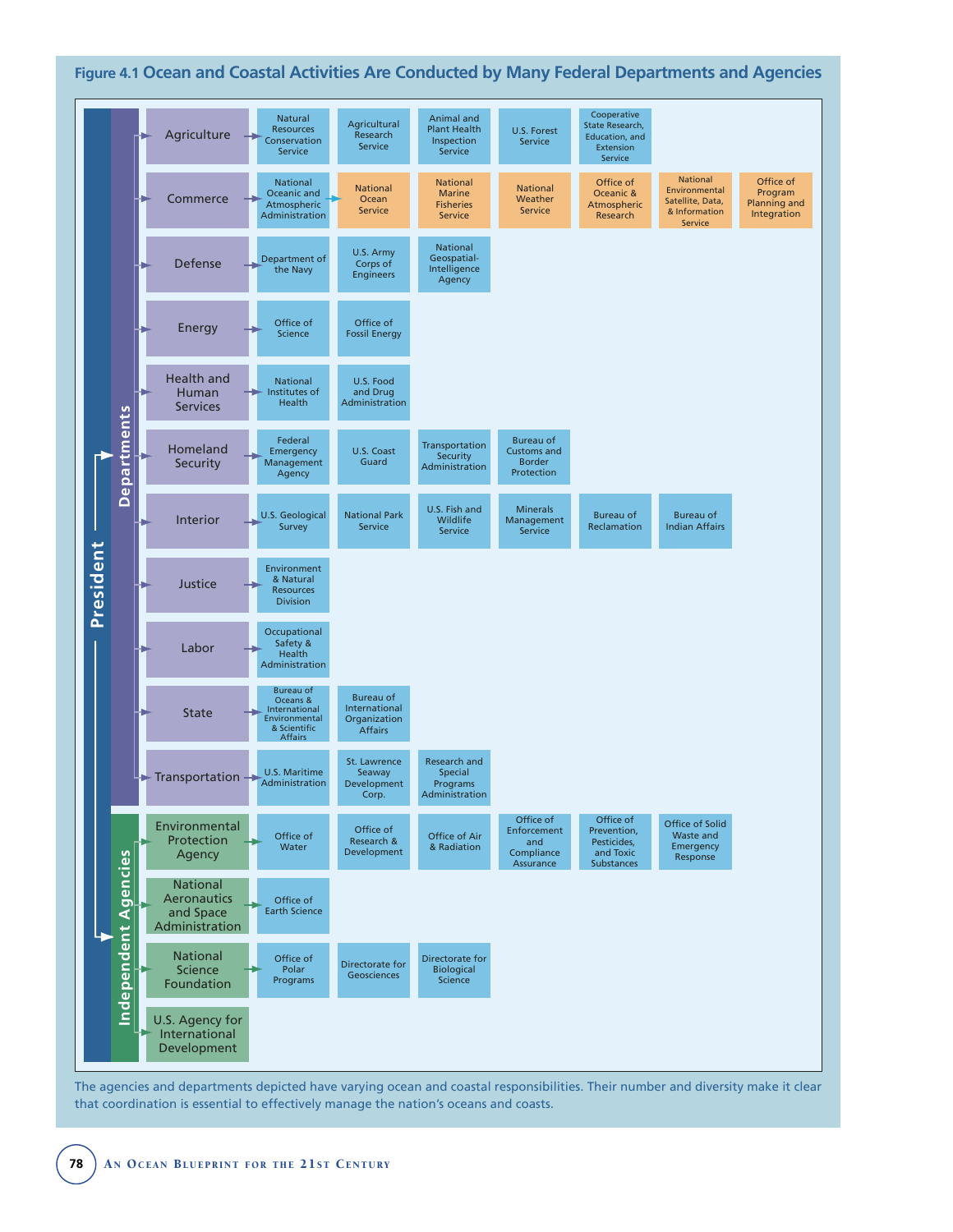**Figure 4.1 Ocean and Coastal Activities Are Conducted by Many Federal Departments and Agencies**

**President**

**Departments**

| Department | Agencies/Offices | | | | | |
|---|---|---|---|---|---|---|
| Agriculture | Natural Resources Conservation Service | Agricultural Research Service | Animal and Plant Health Inspection Service | U.S. Forest Service | Cooperative State Research, Education, and Extension Service | |
| Commerce | National Oceanic and Atmospheric Administration | National Ocean Service | National Marine Fisheries Service | National Weather Service | Office of Oceanic & Atmospheric Research | National Environmental Satellite, Data, & Information Service | Office of Program Planning and Integration |
| Defense | Department of the Navy | U.S. Army Corps of Engineers | National Geospatial-Intelligence Agency | | | |
| Energy | Office of Science | Office of Fossil Energy | | | | |
| Health and Human Services | National Institutes of Health | U.S. Food and Drug Administration | | | | |
| Homeland Security | Federal Emergency Management Agency | U.S. Coast Guard | Transportation Security Administration | Bureau of Customs and Border Protection | | |
| Interior | U.S. Geological Survey | National Park Service | U.S. Fish and Wildlife Service | Minerals Management Service | Bureau of Reclamation | Bureau of Indian Affairs |
| Justice | Environment & Natural Resources Division | | | | | |
| Labor | Occupational Safety & Health Administration | | | | | |
| State | Bureau of Oceans & International Environmental & Scientific Affairs | Bureau of International Organization Affairs | | | | |
| Transportation | U.S. Maritime Administration | St. Lawrence Seaway Development Corp. | Research and Special Programs Administration | | | |

**Independent Agencies**

| Agency | Offices | | | | | |
|---|---|---|---|---|---|---|
| Environmental Protection Agency | Office of Water | Office of Research & Development | Office of Air & Radiation | Office of Enforcement and Compliance Assurance | Office of Prevention, Pesticides, and Toxic Substances | Office of Solid Waste and Emergency Response |
| National Aeronautics and Space Administration | Office of Earth Science | | | | | |
| National Science Foundation | Office of Polar Programs | Directorate for Geosciences | Directorate for Biological Science | | | |
| U.S. Agency for International Development | | | | | | |

The agencies and departments depicted have varying ocean and coastal responsibilities. Their number and diversity make it clear that coordination is essential to effectively manage the nation's oceans and coasts.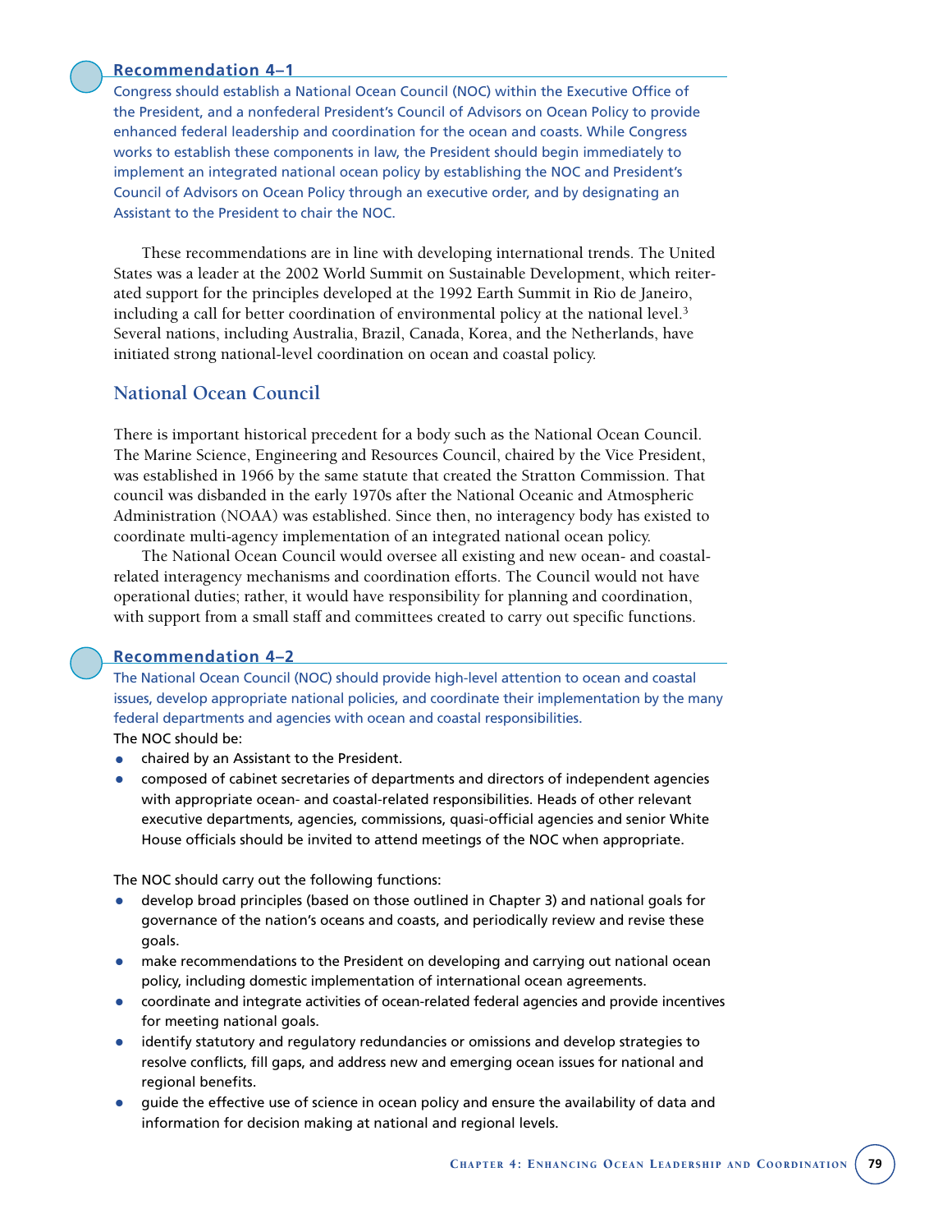### Recommendation 4–1

Congress should establish a National Ocean Council (NOC) within the Executive Office of the President, and a nonfederal President's Council of Advisors on Ocean Policy to provide enhanced federal leadership and coordination for the ocean and coasts. While Congress works to establish these components in law, the President should begin immediately to implement an integrated national ocean policy by establishing the NOC and President's Council of Advisors on Ocean Policy through an executive order, and by designating an Assistant to the President to chair the NOC.

These recommendations are in line with developing international trends. The United States was a leader at the 2002 World Summit on Sustainable Development, which reiterated support for the principles developed at the 1992 Earth Summit in Rio de Janeiro, including a call for better coordination of environmental policy at the national level.[3] Several nations, including Australia, Brazil, Canada, Korea, and the Netherlands, have initiated strong national-level coordination on ocean and coastal policy.

## National Ocean Council

There is important historical precedent for a body such as the National Ocean Council. The Marine Science, Engineering and Resources Council, chaired by the Vice President, was established in 1966 by the same statute that created the Stratton Commission. That council was disbanded in the early 1970s after the National Oceanic and Atmospheric Administration (NOAA) was established. Since then, no interagency body has existed to coordinate multi-agency implementation of an integrated national ocean policy.

The National Ocean Council would oversee all existing and new ocean- and coastal-related interagency mechanisms and coordination efforts. The Council would not have operational duties; rather, it would have responsibility for planning and coordination, with support from a small staff and committees created to carry out specific functions.

### Recommendation 4–2

The National Ocean Council (NOC) should provide high-level attention to ocean and coastal issues, develop appropriate national policies, and coordinate their implementation by the many federal departments and agencies with ocean and coastal responsibilities.

The NOC should be:

- chaired by an Assistant to the President.
- composed of cabinet secretaries of departments and directors of independent agencies with appropriate ocean- and coastal-related responsibilities. Heads of other relevant executive departments, agencies, commissions, quasi-official agencies and senior White House officials should be invited to attend meetings of the NOC when appropriate.

The NOC should carry out the following functions:

- develop broad principles (based on those outlined in Chapter 3) and national goals for governance of the nation's oceans and coasts, and periodically review and revise these goals.
- make recommendations to the President on developing and carrying out national ocean policy, including domestic implementation of international ocean agreements.
- coordinate and integrate activities of ocean-related federal agencies and provide incentives for meeting national goals.
- identify statutory and regulatory redundancies or omissions and develop strategies to resolve conflicts, fill gaps, and address new and emerging ocean issues for national and regional benefits.
- guide the effective use of science in ocean policy and ensure the availability of data and information for decision making at national and regional levels.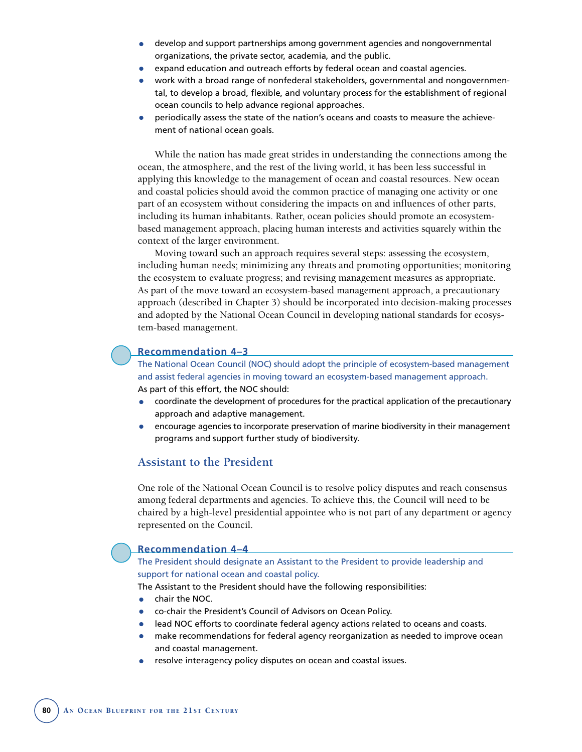- develop and support partnerships among government agencies and nongovernmental organizations, the private sector, academia, and the public.
- expand education and outreach efforts by federal ocean and coastal agencies.
- work with a broad range of nonfederal stakeholders, governmental and nongovernmental, to develop a broad, flexible, and voluntary process for the establishment of regional ocean councils to help advance regional approaches.
- periodically assess the state of the nation's oceans and coasts to measure the achievement of national ocean goals.

While the nation has made great strides in understanding the connections among the ocean, the atmosphere, and the rest of the living world, it has been less successful in applying this knowledge to the management of ocean and coastal resources. New ocean and coastal policies should avoid the common practice of managing one activity or one part of an ecosystem without considering the impacts on and influences of other parts, including its human inhabitants. Rather, ocean policies should promote an ecosystem-based management approach, placing human interests and activities squarely within the context of the larger environment.

Moving toward such an approach requires several steps: assessing the ecosystem, including human needs; minimizing any threats and promoting opportunities; monitoring the ecosystem to evaluate progress; and revising management measures as appropriate. As part of the move toward an ecosystem-based management approach, a precautionary approach (described in Chapter 3) should be incorporated into decision-making processes and adopted by the National Ocean Council in developing national standards for ecosystem-based management.

### Recommendation 4–3

The National Ocean Council (NOC) should adopt the principle of ecosystem-based management and assist federal agencies in moving toward an ecosystem-based management approach.

As part of this effort, the NOC should:

- coordinate the development of procedures for the practical application of the precautionary approach and adaptive management.
- encourage agencies to incorporate preservation of marine biodiversity in their management programs and support further study of biodiversity.

## Assistant to the President

One role of the National Ocean Council is to resolve policy disputes and reach consensus among federal departments and agencies. To achieve this, the Council will need to be chaired by a high-level presidential appointee who is not part of any department or agency represented on the Council.

### Recommendation 4–4

The President should designate an Assistant to the President to provide leadership and support for national ocean and coastal policy.

The Assistant to the President should have the following responsibilities:

- chair the NOC.
- co-chair the President's Council of Advisors on Ocean Policy.
- lead NOC efforts to coordinate federal agency actions related to oceans and coasts.
- make recommendations for federal agency reorganization as needed to improve ocean and coastal management.
- resolve interagency policy disputes on ocean and coastal issues.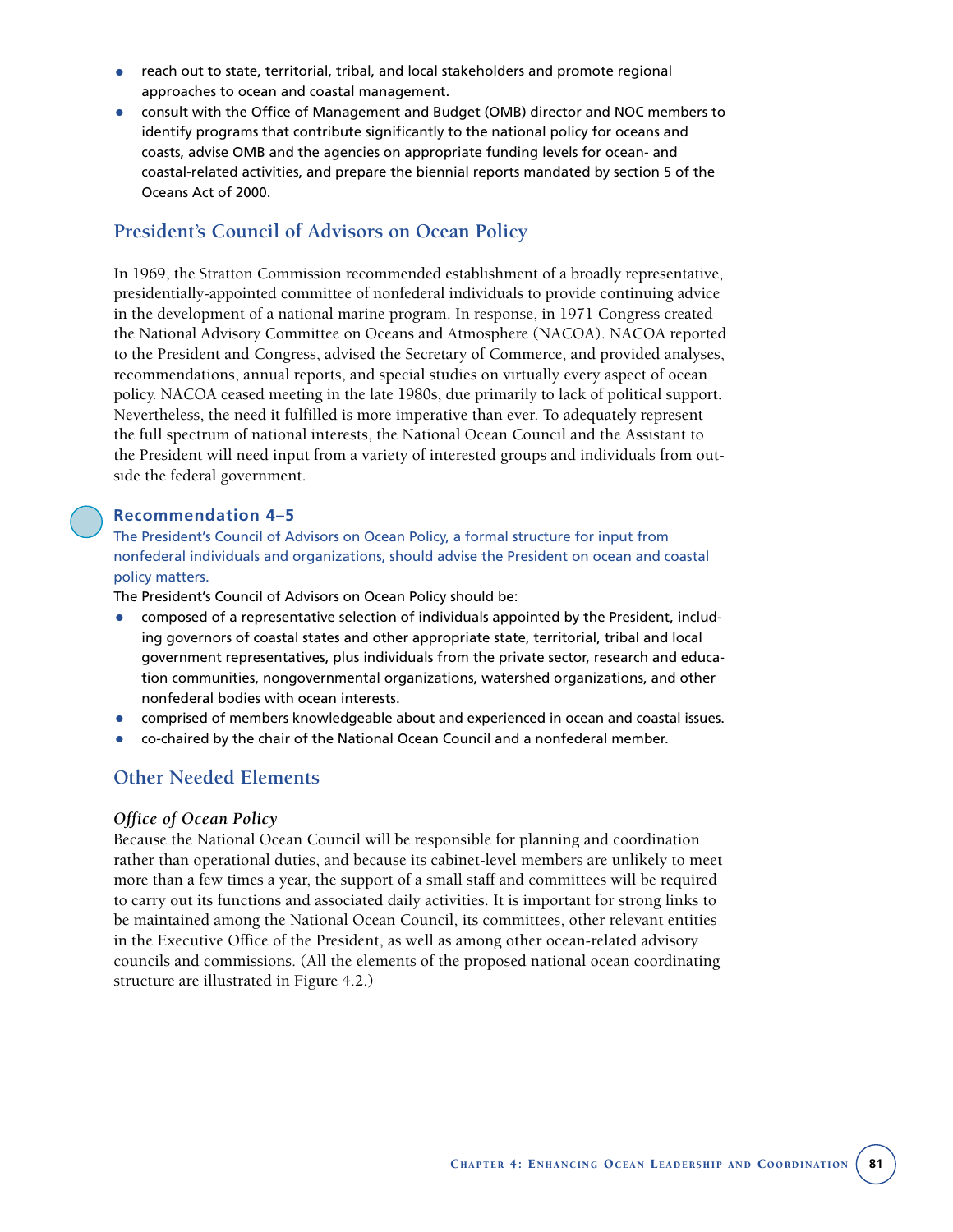- reach out to state, territorial, tribal, and local stakeholders and promote regional approaches to ocean and coastal management.
- consult with the Office of Management and Budget (OMB) director and NOC members to identify programs that contribute significantly to the national policy for oceans and coasts, advise OMB and the agencies on appropriate funding levels for ocean- and coastal-related activities, and prepare the biennial reports mandated by section 5 of the Oceans Act of 2000.

## President's Council of Advisors on Ocean Policy

In 1969, the Stratton Commission recommended establishment of a broadly representative, presidentially-appointed committee of nonfederal individuals to provide continuing advice in the development of a national marine program. In response, in 1971 Congress created the National Advisory Committee on Oceans and Atmosphere (NACOA). NACOA reported to the President and Congress, advised the Secretary of Commerce, and provided analyses, recommendations, annual reports, and special studies on virtually every aspect of ocean policy. NACOA ceased meeting in the late 1980s, due primarily to lack of political support. Nevertheless, the need it fulfilled is more imperative than ever. To adequately represent the full spectrum of national interests, the National Ocean Council and the Assistant to the President will need input from a variety of interested groups and individuals from outside the federal government.

### Recommendation 4–5

The President's Council of Advisors on Ocean Policy, a formal structure for input from nonfederal individuals and organizations, should advise the President on ocean and coastal policy matters.

The President's Council of Advisors on Ocean Policy should be:

- composed of a representative selection of individuals appointed by the President, including governors of coastal states and other appropriate state, territorial, tribal and local government representatives, plus individuals from the private sector, research and education communities, nongovernmental organizations, watershed organizations, and other nonfederal bodies with ocean interests.
- comprised of members knowledgeable about and experienced in ocean and coastal issues.
- co-chaired by the chair of the National Ocean Council and a nonfederal member.

## Other Needed Elements

### *Office of Ocean Policy*

Because the National Ocean Council will be responsible for planning and coordination rather than operational duties, and because its cabinet-level members are unlikely to meet more than a few times a year, the support of a small staff and committees will be required to carry out its functions and associated daily activities. It is important for strong links to be maintained among the National Ocean Council, its committees, other relevant entities in the Executive Office of the President, as well as among other ocean-related advisory councils and commissions. (All the elements of the proposed national ocean coordinating structure are illustrated in Figure 4.2.)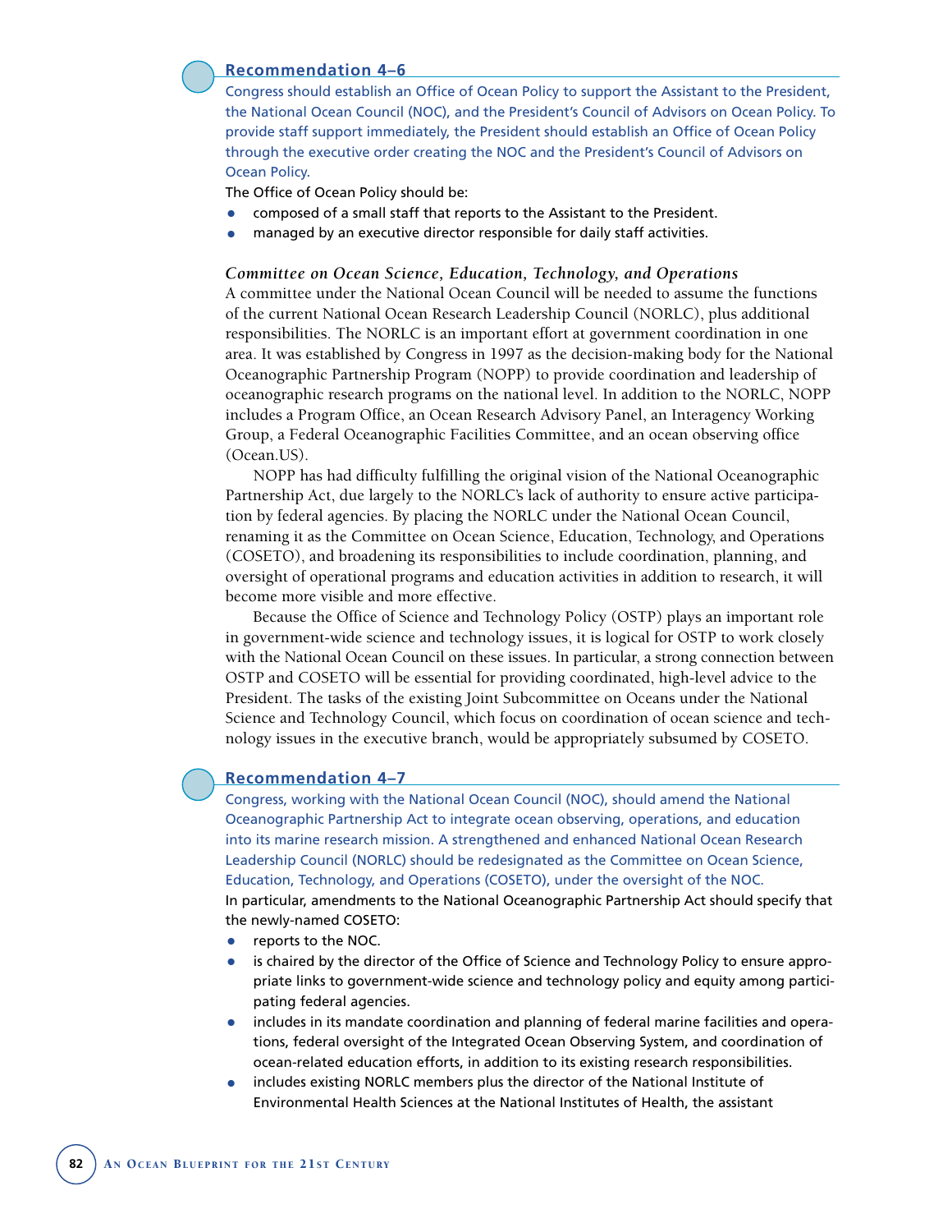### Recommendation 4–6

Congress should establish an Office of Ocean Policy to support the Assistant to the President, the National Ocean Council (NOC), and the President's Council of Advisors on Ocean Policy. To provide staff support immediately, the President should establish an Office of Ocean Policy through the executive order creating the NOC and the President's Council of Advisors on Ocean Policy.

The Office of Ocean Policy should be:

- composed of a small staff that reports to the Assistant to the President.
- managed by an executive director responsible for daily staff activities.

#### *Committee on Ocean Science, Education, Technology, and Operations*

A committee under the National Ocean Council will be needed to assume the functions of the current National Ocean Research Leadership Council (NORLC), plus additional responsibilities. The NORLC is an important effort at government coordination in one area. It was established by Congress in 1997 as the decision-making body for the National Oceanographic Partnership Program (NOPP) to provide coordination and leadership of oceanographic research programs on the national level. In addition to the NORLC, NOPP includes a Program Office, an Ocean Research Advisory Panel, an Interagency Working Group, a Federal Oceanographic Facilities Committee, and an ocean observing office (Ocean.US).

NOPP has had difficulty fulfilling the original vision of the National Oceanographic Partnership Act, due largely to the NORLC's lack of authority to ensure active participation by federal agencies. By placing the NORLC under the National Ocean Council, renaming it as the Committee on Ocean Science, Education, Technology, and Operations (COSETO), and broadening its responsibilities to include coordination, planning, and oversight of operational programs and education activities in addition to research, it will become more visible and more effective.

Because the Office of Science and Technology Policy (OSTP) plays an important role in government-wide science and technology issues, it is logical for OSTP to work closely with the National Ocean Council on these issues. In particular, a strong connection between OSTP and COSETO will be essential for providing coordinated, high-level advice to the President. The tasks of the existing Joint Subcommittee on Oceans under the National Science and Technology Council, which focus on coordination of ocean science and technology issues in the executive branch, would be appropriately subsumed by COSETO.

### Recommendation 4–7

Congress, working with the National Ocean Council (NOC), should amend the National Oceanographic Partnership Act to integrate ocean observing, operations, and education into its marine research mission. A strengthened and enhanced National Ocean Research Leadership Council (NORLC) should be redesignated as the Committee on Ocean Science, Education, Technology, and Operations (COSETO), under the oversight of the NOC.

In particular, amendments to the National Oceanographic Partnership Act should specify that the newly-named COSETO:

- reports to the NOC.
- is chaired by the director of the Office of Science and Technology Policy to ensure appropriate links to government-wide science and technology policy and equity among participating federal agencies.
- includes in its mandate coordination and planning of federal marine facilities and operations, federal oversight of the Integrated Ocean Observing System, and coordination of ocean-related education efforts, in addition to its existing research responsibilities.
- includes existing NORLC members plus the director of the National Institute of Environmental Health Sciences at the National Institutes of Health, the assistant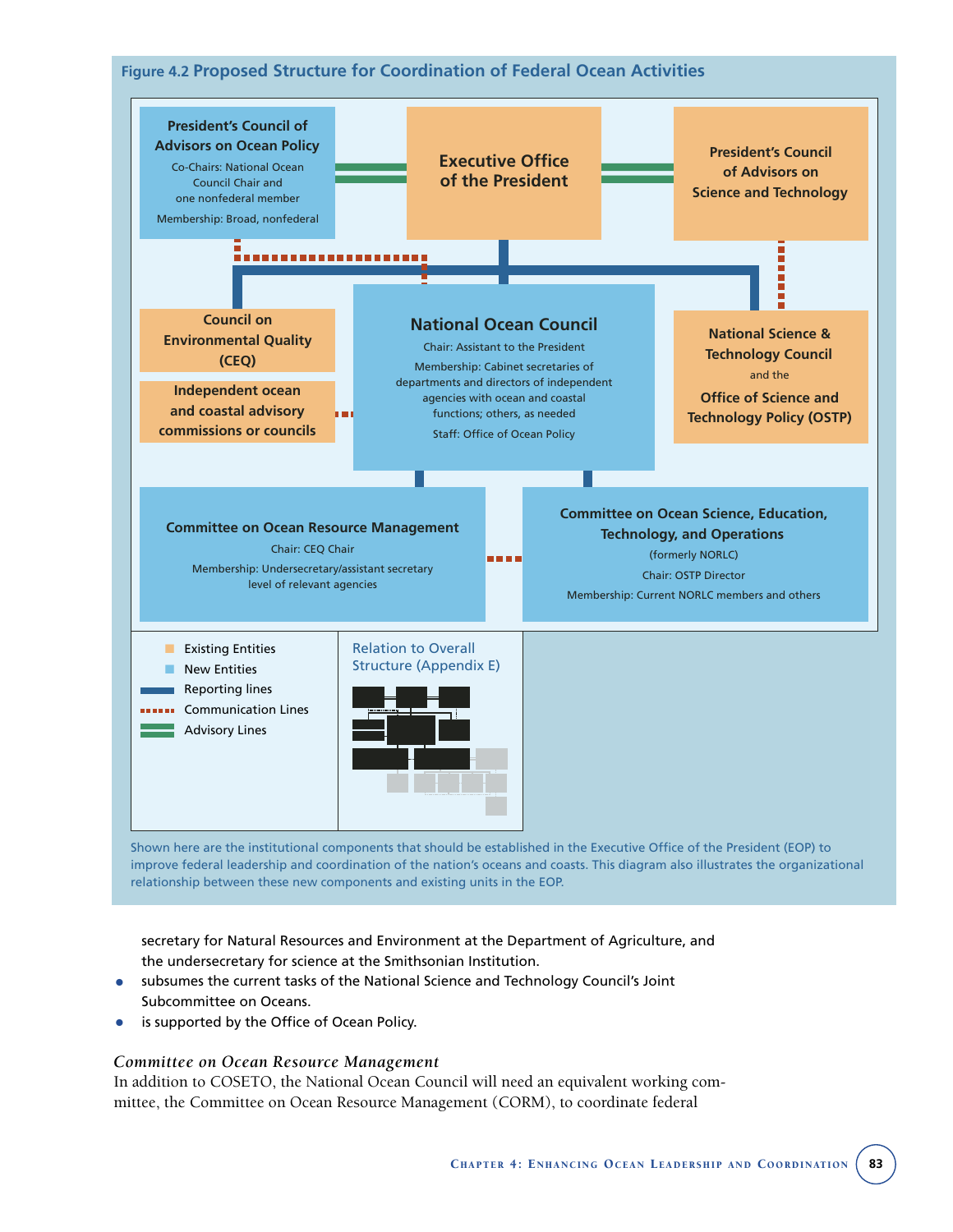**Figure 4.2 Proposed Structure for Coordination of Federal Ocean Activities**

**President's Council of Advisors on Ocean Policy**
Co-Chairs: National Ocean Council Chair and one nonfederal member
Membership: Broad, nonfederal

**Executive Office of the President**

**President's Council of Advisors on Science and Technology**

**Council on Environmental Quality (CEQ)**

**Independent ocean and coastal advisory commissions or councils**

**National Ocean Council**
Chair: Assistant to the President
Membership: Cabinet secretaries of departments and directors of independent agencies with ocean and coastal functions; others, as needed
Staff: Office of Ocean Policy

**National Science & Technology Council** and the **Office of Science and Technology Policy (OSTP)**

**Committee on Ocean Resource Management**
Chair: CEQ Chair
Membership: Undersecretary/assistant secretary level of relevant agencies

**Committee on Ocean Science, Education, Technology, and Operations**
(formerly NORLC)
Chair: OSTP Director
Membership: Current NORLC members and others

Legend: Existing Entities; New Entities; Reporting lines; Communication Lines; Advisory Lines

Relation to Overall Structure (Appendix E)

Shown here are the institutional components that should be established in the Executive Office of the President (EOP) to improve federal leadership and coordination of the nation's oceans and coasts. This diagram also illustrates the organizational relationship between these new components and existing units in the EOP.

secretary for Natural Resources and Environment at the Department of Agriculture, and the undersecretary for science at the Smithsonian Institution.

- subsumes the current tasks of the National Science and Technology Council's Joint Subcommittee on Oceans.
- is supported by the Office of Ocean Policy.

*Committee on Ocean Resource Management*

In addition to COSETO, the National Ocean Council will need an equivalent working committee, the Committee on Ocean Resource Management (CORM), to coordinate federal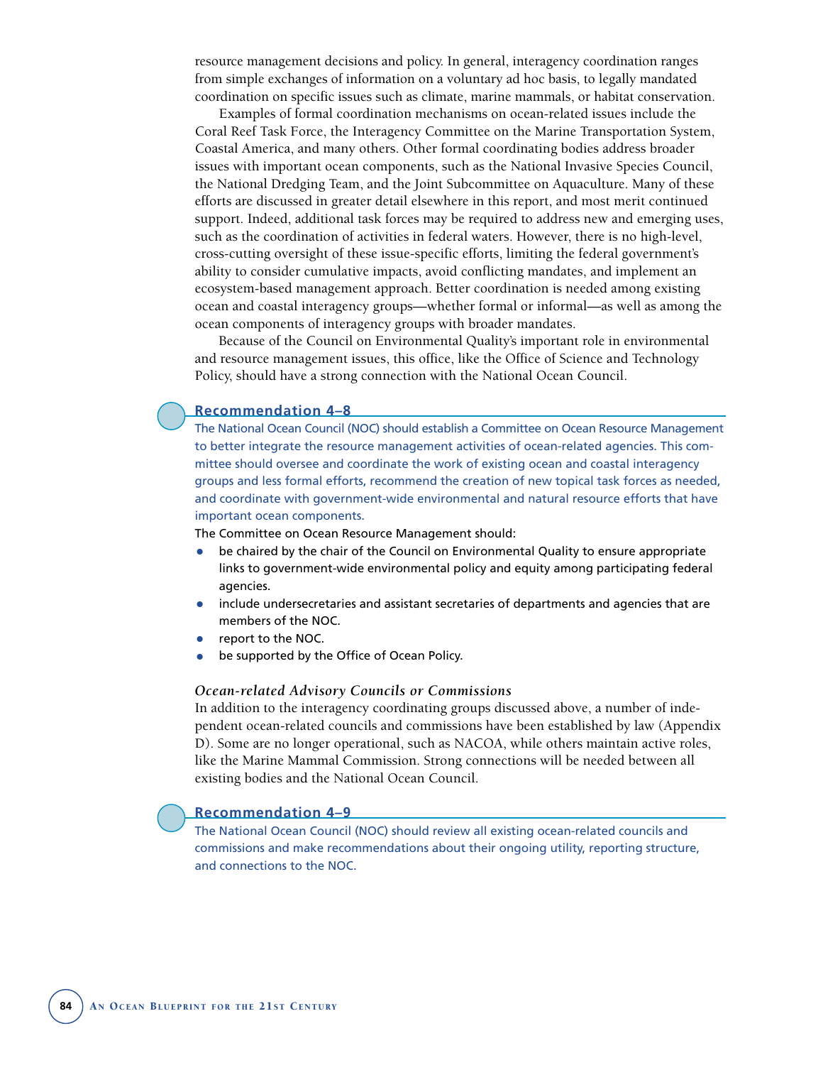resource management decisions and policy. In general, interagency coordination ranges from simple exchanges of information on a voluntary ad hoc basis, to legally mandated coordination on specific issues such as climate, marine mammals, or habitat conservation.

Examples of formal coordination mechanisms on ocean-related issues include the Coral Reef Task Force, the Interagency Committee on the Marine Transportation System, Coastal America, and many others. Other formal coordinating bodies address broader issues with important ocean components, such as the National Invasive Species Council, the National Dredging Team, and the Joint Subcommittee on Aquaculture. Many of these efforts are discussed in greater detail elsewhere in this report, and most merit continued support. Indeed, additional task forces may be required to address new and emerging uses, such as the coordination of activities in federal waters. However, there is no high-level, cross-cutting oversight of these issue-specific efforts, limiting the federal government's ability to consider cumulative impacts, avoid conflicting mandates, and implement an ecosystem-based management approach. Better coordination is needed among existing ocean and coastal interagency groups—whether formal or informal—as well as among the ocean components of interagency groups with broader mandates.

Because of the Council on Environmental Quality's important role in environmental and resource management issues, this office, like the Office of Science and Technology Policy, should have a strong connection with the National Ocean Council.

### Recommendation 4–8

The National Ocean Council (NOC) should establish a Committee on Ocean Resource Management to better integrate the resource management activities of ocean-related agencies. This committee should oversee and coordinate the work of existing ocean and coastal interagency groups and less formal efforts, recommend the creation of new topical task forces as needed, and coordinate with government-wide environmental and natural resource efforts that have important ocean components.

The Committee on Ocean Resource Management should:

- be chaired by the chair of the Council on Environmental Quality to ensure appropriate links to government-wide environmental policy and equity among participating federal agencies.
- include undersecretaries and assistant secretaries of departments and agencies that are members of the NOC.
- report to the NOC.
- be supported by the Office of Ocean Policy.

### *Ocean-related Advisory Councils or Commissions*

In addition to the interagency coordinating groups discussed above, a number of independent ocean-related councils and commissions have been established by law (Appendix D). Some are no longer operational, such as NACOA, while others maintain active roles, like the Marine Mammal Commission. Strong connections will be needed between all existing bodies and the National Ocean Council.

### Recommendation 4–9

The National Ocean Council (NOC) should review all existing ocean-related councils and commissions and make recommendations about their ongoing utility, reporting structure, and connections to the NOC.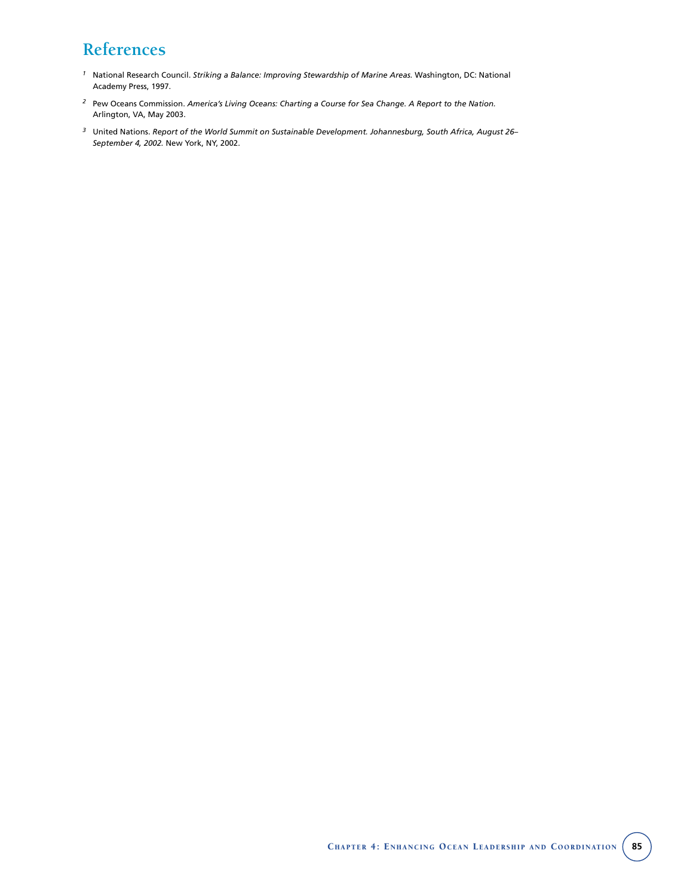# References

[1] National Research Council. *Striking a Balance: Improving Stewardship of Marine Areas.* Washington, DC: National Academy Press, 1997.

[2] Pew Oceans Commission. *America's Living Oceans: Charting a Course for Sea Change. A Report to the Nation.* Arlington, VA, May 2003.

[3] United Nations. *Report of the World Summit on Sustainable Development. Johannesburg, South Africa, August 26–September 4, 2002.* New York, NY, 2002.